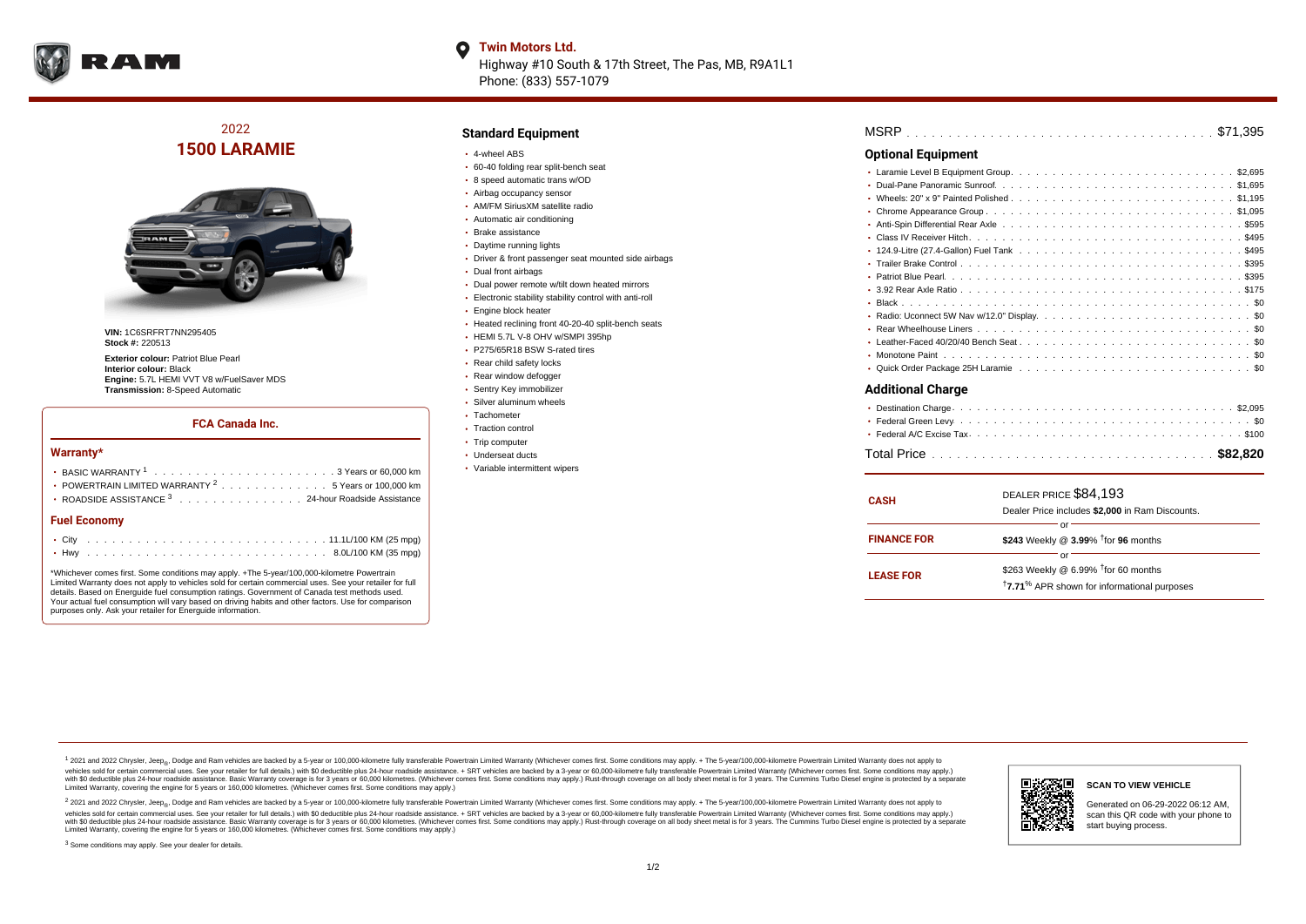**Twin Motors Ltd.**
Highway #10 South & 17th Street, The Pas, MB, R9A1L1
Phone: (833) 557-1079

## 2022
# 1500 LARAMIE

**VIN:** 1C6SRFRT7NN295405
**Stock #:** 220513

**Exterior colour:** Patriot Blue Pearl
**Interior colour:** Black
**Engine:** 5.7L HEMI VVT V8 w/FuelSaver MDS
**Transmission:** 8-Speed Automatic

### FCA Canada Inc.

#### Warranty*

- BASIC WARRANTY [1] . . . . 3 Years or 60,000 km
- POWERTRAIN LIMITED WARRANTY [2] . . . . 5 Years or 100,000 km
- ROADSIDE ASSISTANCE [3] . . . . 24-hour Roadside Assistance

#### Fuel Economy

- City . . . . 11.1L/100 KM (25 mpg)
- Hwy . . . . 8.0L/100 KM (35 mpg)

*Whichever comes first. Some conditions may apply. +The 5-year/100,000-kilometre Powertrain Limited Warranty does not apply to vehicles sold for certain commercial uses. See your retailer for full details. Based on Energuide fuel consumption ratings. Government of Canada test methods used. Your actual fuel consumption will vary based on driving habits and other factors. Use for comparison purposes only. Ask your retailer for Energuide information.

## Standard Equipment

- 4-wheel ABS
- 60-40 folding rear split-bench seat
- 8 speed automatic trans w/OD
- Airbag occupancy sensor
- AM/FM SiriusXM satellite radio
- Automatic air conditioning
- Brake assistance
- Daytime running lights
- Driver & front passenger seat mounted side airbags
- Dual front airbags
- Dual power remote w/tilt down heated mirrors
- Electronic stability stability control with anti-roll
- Engine block heater
- Heated reclining front 40-20-40 split-bench seats
- HEMI 5.7L V-8 OHV w/SMPI 395hp
- P275/65R18 BSW S-rated tires
- Rear child safety locks
- Rear window defogger
- Sentry Key immobilizer
- Silver aluminum wheels
- Tachometer
- Traction control
- Trip computer
- Underseat ducts
- Variable intermittent wipers

MSRP . . . . $71,395

## Optional Equipment

- Laramie Level B Equipment Group . . . . $2,695
- Dual-Pane Panoramic Sunroof . . . . $1,695
- Wheels: 20" x 9" Painted Polished . . . . $1,195
- Chrome Appearance Group . . . . $1,095
- Anti-Spin Differential Rear Axle . . . . $595
- Class IV Receiver Hitch . . . . $495
- 124.9-Litre (27.4-Gallon) Fuel Tank . . . . $495
- Trailer Brake Control . . . . $395
- Patriot Blue Pearl . . . . $395
- 3.92 Rear Axle Ratio . . . . $175
- Black . . . . $0
- Radio: Uconnect 5W Nav w/12.0" Display . . . . $0
- Rear Wheelhouse Liners . . . . $0
- Leather-Faced 40/20/40 Bench Seat . . . . $0
- Monotone Paint . . . . $0
- Quick Order Package 25H Laramie . . . . $0

## Additional Charge

- Destination Charge . . . . $2,095
- Federal Green Levy . . . . $0
- Federal A/C Excise Tax . . . . $100

Total Price . . . . **$82,820**

| | |
|---|---|
| **CASH** | DEALER PRICE $84,193<br>Dealer Price includes **$2,000** in Ram Discounts. |
| | or |
| **FINANCE FOR** | **$243** Weekly @ **3.99**% †for **96** months |
| | or |
| **LEASE FOR** | $263 Weekly @ 6.99% †for 60 months<br>†**7.71**% APR shown for informational purposes |

[1] 2021 and 2022 Chrysler, Jeep®, Dodge and Ram vehicles are backed by a 5-year or 100,000-kilometre fully transferable Powertrain Limited Warranty (Whichever comes first. Some conditions may apply. + The 5-year/100,000-kilometre Powertrain Limited Warranty does not apply to vehicles sold for certain commercial uses. See your retailer for full details.) with $0 deductible plus 24-hour roadside assistance. + SRT vehicles are backed by a 3-year or 60,000-kilometre fully transferable Powertrain Limited Warranty (Whichever comes first. Some conditions may apply.) with $0 deductible plus 24-hour roadside assistance. Basic Warranty coverage is for 3 years or 60,000 kilometres. (Whichever comes first. Some conditions may apply.) Rust-through coverage on all body sheet metal is for 3 years. The Cummins Turbo Diesel engine is protected by a separate Limited Warranty, covering the engine for 5 years or 160,000 kilometres. (Whichever comes first. Some conditions may apply.)

[2] 2021 and 2022 Chrysler, Jeep®, Dodge and Ram vehicles are backed by a 5-year or 100,000-kilometre fully transferable Powertrain Limited Warranty (Whichever comes first. Some conditions may apply. + The 5-year/100,000-kilometre Powertrain Limited Warranty does not apply to vehicles sold for certain commercial uses. See your retailer for full details.) with $0 deductible plus 24-hour roadside assistance. + SRT vehicles are backed by a 3-year or 60,000-kilometre fully transferable Powertrain Limited Warranty (Whichever comes first. Some conditions may apply.) with $0 deductible plus 24-hour roadside assistance. Basic Warranty coverage is for 3 years or 60,000 kilometres. (Whichever comes first. Some conditions may apply.) Rust-through coverage on all body sheet metal is for 3 years. The Cummins Turbo Diesel engine is protected by a separate Limited Warranty, covering the engine for 5 years or 160,000 kilometres. (Whichever comes first. Some conditions may apply.)

[3] Some conditions may apply. See your dealer for details.

**SCAN TO VIEW VEHICLE**

Generated on 06-29-2022 06:12 AM, scan this QR code with your phone to start buying process.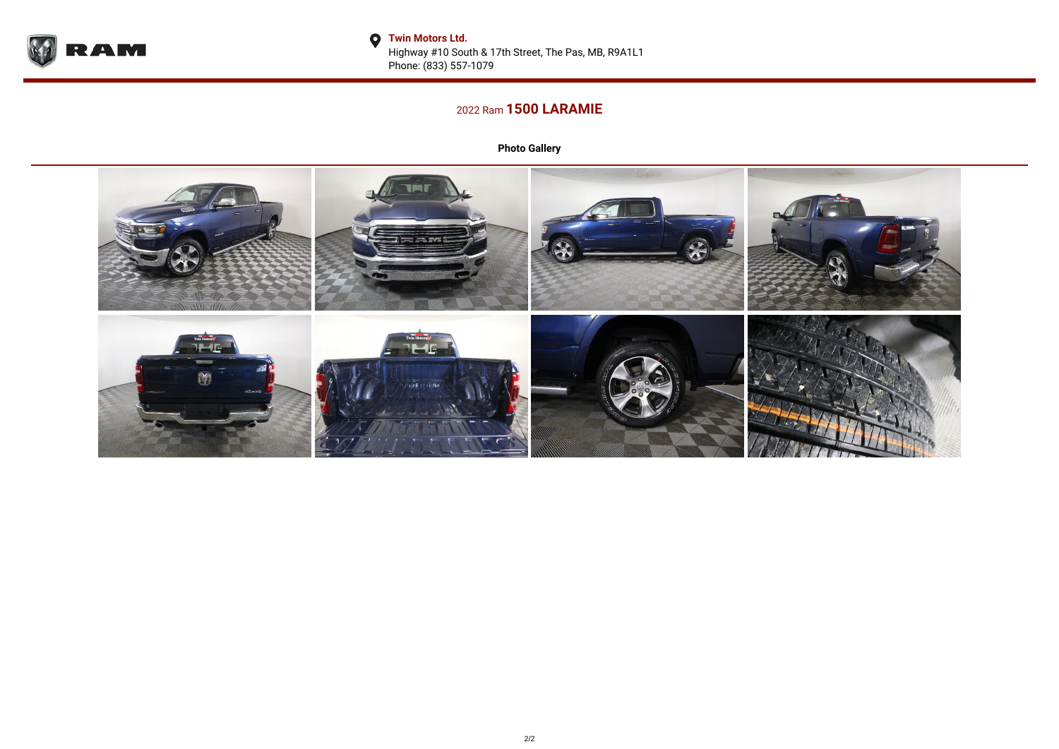**Twin Motors Ltd.**
Highway #10 South & 17th Street, The Pas, MB, R9A1L1
Phone: (833) 557-1079

# 2022 Ram **1500 LARAMIE**

**Photo Gallery**